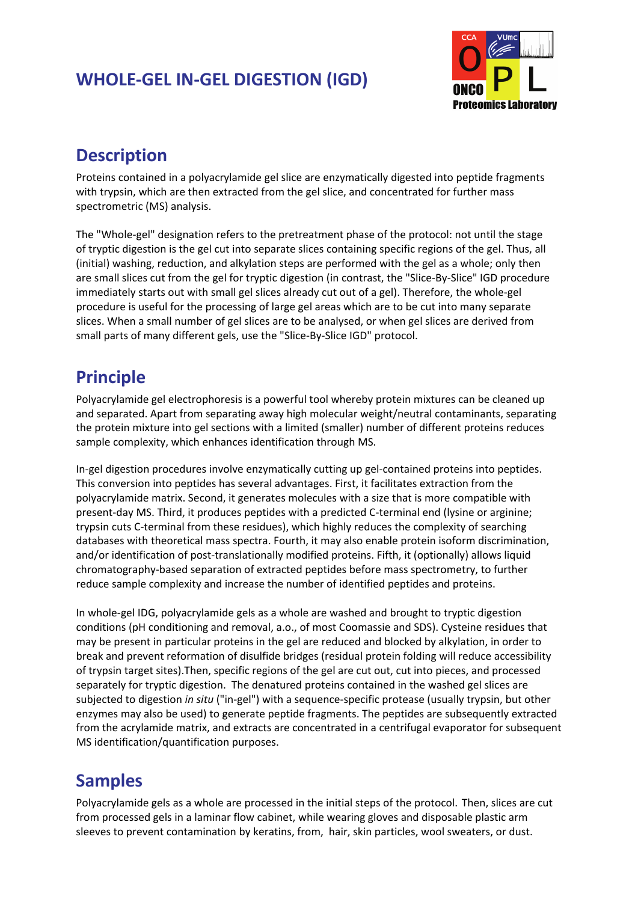# WHOLE-GEL IN-GEL DIGESTION (IGD)

## Description

Proteins contained in a polyacrylamide gel slice are enzymatically digested into peptide fragments with trypsin, which are then extracted from the gel slice, and concentrated for further mass spectrometric (MS) analysis.

The "Whole-gel" designation refers to the pretreatment phase of the protocol: not until the stage of tryptic digestion is the gel cut into separate slices containing specific regions of the gel. Thus, all (initial) washing, reduction, and alkylation steps are performed with the gel as a whole; only then are small slices cut from the gel for tryptic digestion (in contrast, the "Slice-By-Slice" IGD procedure immediately starts out with small gel slices already cut out of a gel). Therefore, the whole-gel procedure is useful for the processing of large gel areas which are to be cut into many separate slices. When a small number of gel slices are to be analysed, or when gel slices are derived from small parts of many different gels, use the "Slice-By-Slice IGD" protocol.

## Principle

Polyacrylamide gel electrophoresis is a powerful tool whereby protein mixtures can be cleaned up and separated. Apart from separating away high molecular weight/neutral contaminants, separating the protein mixture into gel sections with a limited (smaller) number of different proteins reduces sample complexity, which enhances identification through MS.

In-gel digestion procedures involve enzymatically cutting up gel-contained proteins into peptides. This conversion into peptides has several advantages. First, it facilitates extraction from the polyacrylamide matrix. Second, it generates molecules with a size that is more compatible with present-day MS. Third, it produces peptides with a predicted C-terminal end (lysine or arginine; trypsin cuts C-terminal from these residues), which highly reduces the complexity of searching databases with theoretical mass spectra. Fourth, it may also enable protein isoform discrimination, and/or identification of post-translationally modified proteins. Fifth, it (optionally) allows liquid chromatography-based separation of extracted peptides before mass spectrometry, to further reduce sample complexity and increase the number of identified peptides and proteins.

In whole-gel IDG, polyacrylamide gels as a whole are washed and brought to tryptic digestion conditions (pH conditioning and removal, a.o., of most Coomassie and SDS). Cysteine residues that may be present in particular proteins in the gel are reduced and blocked by alkylation, in order to break and prevent reformation of disulfide bridges (residual protein folding will reduce accessibility of trypsin target sites).Then, specific regions of the gel are cut out, cut into pieces, and processed separately for tryptic digestion. The denatured proteins contained in the washed gel slices are subjected to digestion *in situ* ("in-gel") with a sequence-specific protease (usually trypsin, but other enzymes may also be used) to generate peptide fragments. The peptides are subsequently extracted from the acrylamide matrix, and extracts are concentrated in a centrifugal evaporator for subsequent MS identification/quantification purposes.

## Samples

Polyacrylamide gels as a whole are processed in the initial steps of the protocol. Then, slices are cut from processed gels in a laminar flow cabinet, while wearing gloves and disposable plastic arm sleeves to prevent contamination by keratins, from, hair, skin particles, wool sweaters, or dust.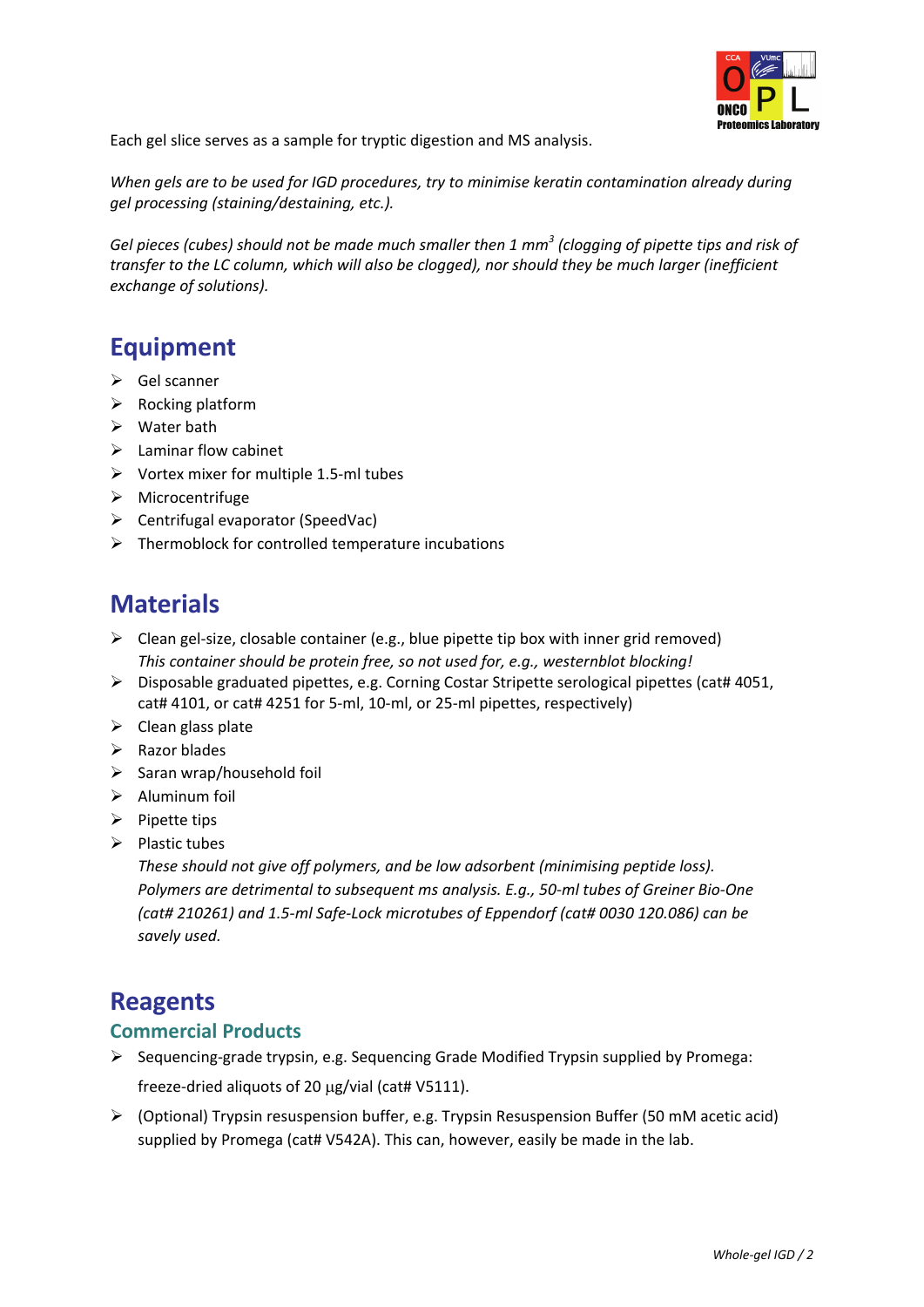Each gel slice serves as a sample for tryptic digestion and MS analysis.

*When gels are to be used for IGD procedures, try to minimise keratin contamination already during gel processing (staining/destaining, etc.).*

*Gel pieces (cubes) should not be made much smaller then 1 mm$^3$ (clogging of pipette tips and risk of transfer to the LC column, which will also be clogged), nor should they be much larger (inefficient exchange of solutions).*

# Equipment

- Gel scanner
- Rocking platform
- Water bath
- Laminar flow cabinet
- Vortex mixer for multiple 1.5-ml tubes
- Microcentrifuge
- Centrifugal evaporator (SpeedVac)
- Thermoblock for controlled temperature incubations

# Materials

- Clean gel-size, closable container (e.g., blue pipette tip box with inner grid removed)
  *This container should be protein free, so not used for, e.g., westernblot blocking!*
- Disposable graduated pipettes, e.g. Corning Costar Stripette serological pipettes (cat# 4051, cat# 4101, or cat# 4251 for 5-ml, 10-ml, or 25-ml pipettes, respectively)
- Clean glass plate
- Razor blades
- Saran wrap/household foil
- Aluminum foil
- Pipette tips
- Plastic tubes
  *These should not give off polymers, and be low adsorbent (minimising peptide loss). Polymers are detrimental to subsequent ms analysis. E.g., 50-ml tubes of Greiner Bio-One (cat# 210261) and 1.5-ml Safe-Lock microtubes of Eppendorf (cat# 0030 120.086) can be savely used.*

# Reagents

## Commercial Products

- Sequencing-grade trypsin, e.g. Sequencing Grade Modified Trypsin supplied by Promega: freeze-dried aliquots of 20 μg/vial (cat# V5111).
- (Optional) Trypsin resuspension buffer, e.g. Trypsin Resuspension Buffer (50 mM acetic acid) supplied by Promega (cat# V542A). This can, however, easily be made in the lab.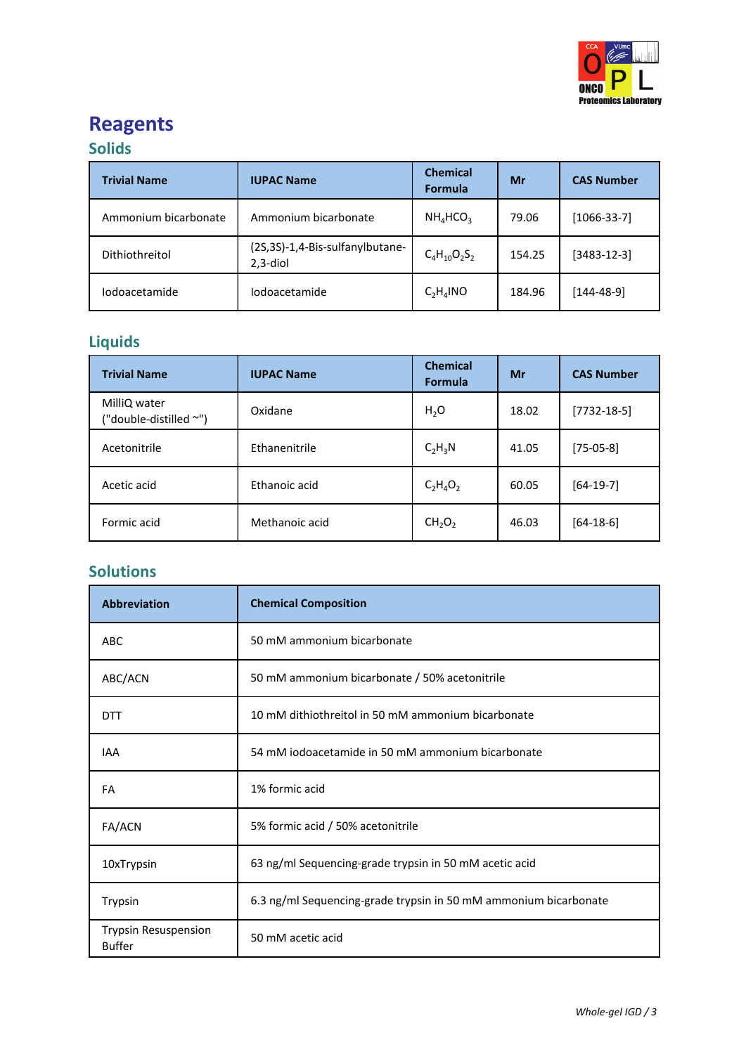# Reagents

## Solids

| Trivial Name | IUPAC Name | Chemical Formula | Mr | CAS Number |
|---|---|---|---|---|
| Ammonium bicarbonate | Ammonium bicarbonate | $NH_4HCO_3$ | 79.06 | [1066-33-7] |
| Dithiothreitol | (2S,3S)-1,4-Bis-sulfanylbutane-2,3-diol | $C_4H_{10}O_2S_2$ | 154.25 | [3483-12-3] |
| Iodoacetamide | Iodoacetamide | $C_2H_4INO$ | 184.96 | [144-48-9] |

## Liquids

| Trivial Name | IUPAC Name | Chemical Formula | Mr | CAS Number |
|---|---|---|---|---|
| MilliQ water ("double-distilled ~") | Oxidane | $H_2O$ | 18.02 | [7732-18-5] |
| Acetonitrile | Ethanenitrile | $C_2H_3N$ | 41.05 | [75-05-8] |
| Acetic acid | Ethanoic acid | $C_2H_4O_2$ | 60.05 | [64-19-7] |
| Formic acid | Methanoic acid | $CH_2O_2$ | 46.03 | [64-18-6] |

## Solutions

| Abbreviation | Chemical Composition |
|---|---|
| ABC | 50 mM ammonium bicarbonate |
| ABC/ACN | 50 mM ammonium bicarbonate / 50% acetonitrile |
| DTT | 10 mM dithiothreitol in 50 mM ammonium bicarbonate |
| IAA | 54 mM iodoacetamide in 50 mM ammonium bicarbonate |
| FA | 1% formic acid |
| FA/ACN | 5% formic acid / 50% acetonitrile |
| 10xTrypsin | 63 ng/ml Sequencing-grade trypsin in 50 mM acetic acid |
| Trypsin | 6.3 ng/ml Sequencing-grade trypsin in 50 mM ammonium bicarbonate |
| Trypsin Resuspension Buffer | 50 mM acetic acid |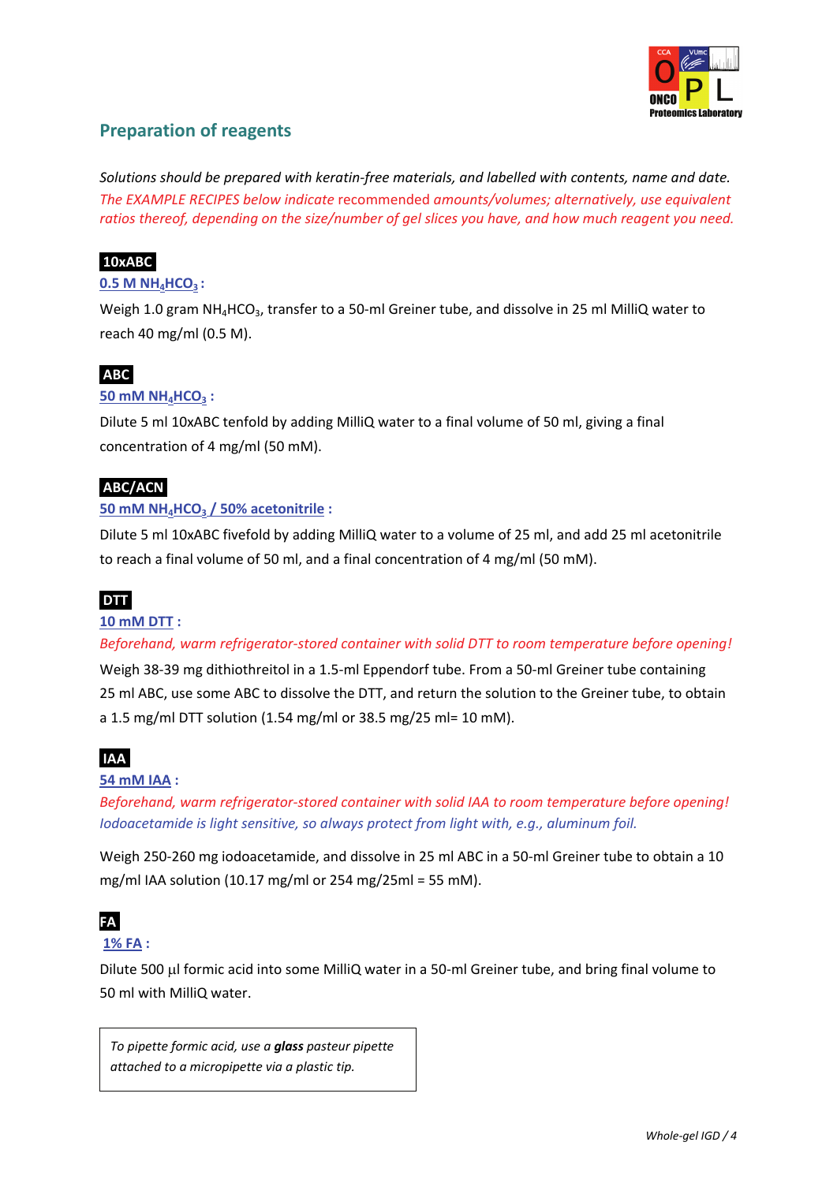## Preparation of reagents

*Solutions should be prepared with keratin-free materials, and labelled with contents, name and date.*
*The EXAMPLE RECIPES below indicate* recommended *amounts/volumes; alternatively, use equivalent ratios thereof, depending on the size/number of gel slices you have, and how much reagent you need.*

**10xABC**

**0.5 M $NH_4HCO_3$ :**

Weigh 1.0 gram $NH_4HCO_3$, transfer to a 50-ml Greiner tube, and dissolve in 25 ml MilliQ water to reach 40 mg/ml (0.5 M).

**ABC**

**50 mM $NH_4HCO_3$ :**

Dilute 5 ml 10xABC tenfold by adding MilliQ water to a final volume of 50 ml, giving a final concentration of 4 mg/ml (50 mM).

**ABC/ACN**

**50 mM $NH_4HCO_3$ / 50% acetonitrile :**

Dilute 5 ml 10xABC fivefold by adding MilliQ water to a volume of 25 ml, and add 25 ml acetonitrile to reach a final volume of 50 ml, and a final concentration of 4 mg/ml (50 mM).

**DTT**

**10 mM DTT :**

*Beforehand, warm refrigerator-stored container with solid DTT to room temperature before opening!*

Weigh 38-39 mg dithiothreitol in a 1.5-ml Eppendorf tube. From a 50-ml Greiner tube containing 25 ml ABC, use some ABC to dissolve the DTT, and return the solution to the Greiner tube, to obtain a 1.5 mg/ml DTT solution (1.54 mg/ml or 38.5 mg/25 ml= 10 mM).

**IAA**

**54 mM IAA :**

*Beforehand, warm refrigerator-stored container with solid IAA to room temperature before opening!*
*Iodoacetamide is light sensitive, so always protect from light with, e.g., aluminum foil.*

Weigh 250-260 mg iodoacetamide, and dissolve in 25 ml ABC in a 50-ml Greiner tube to obtain a 10 mg/ml IAA solution (10.17 mg/ml or 254 mg/25ml = 55 mM).

**FA**

**1% FA :**

Dilute 500 µl formic acid into some MilliQ water in a 50-ml Greiner tube, and bring final volume to 50 ml with MilliQ water.

> *To pipette formic acid, use a **glass** pasteur pipette attached to a micropipette via a plastic tip.*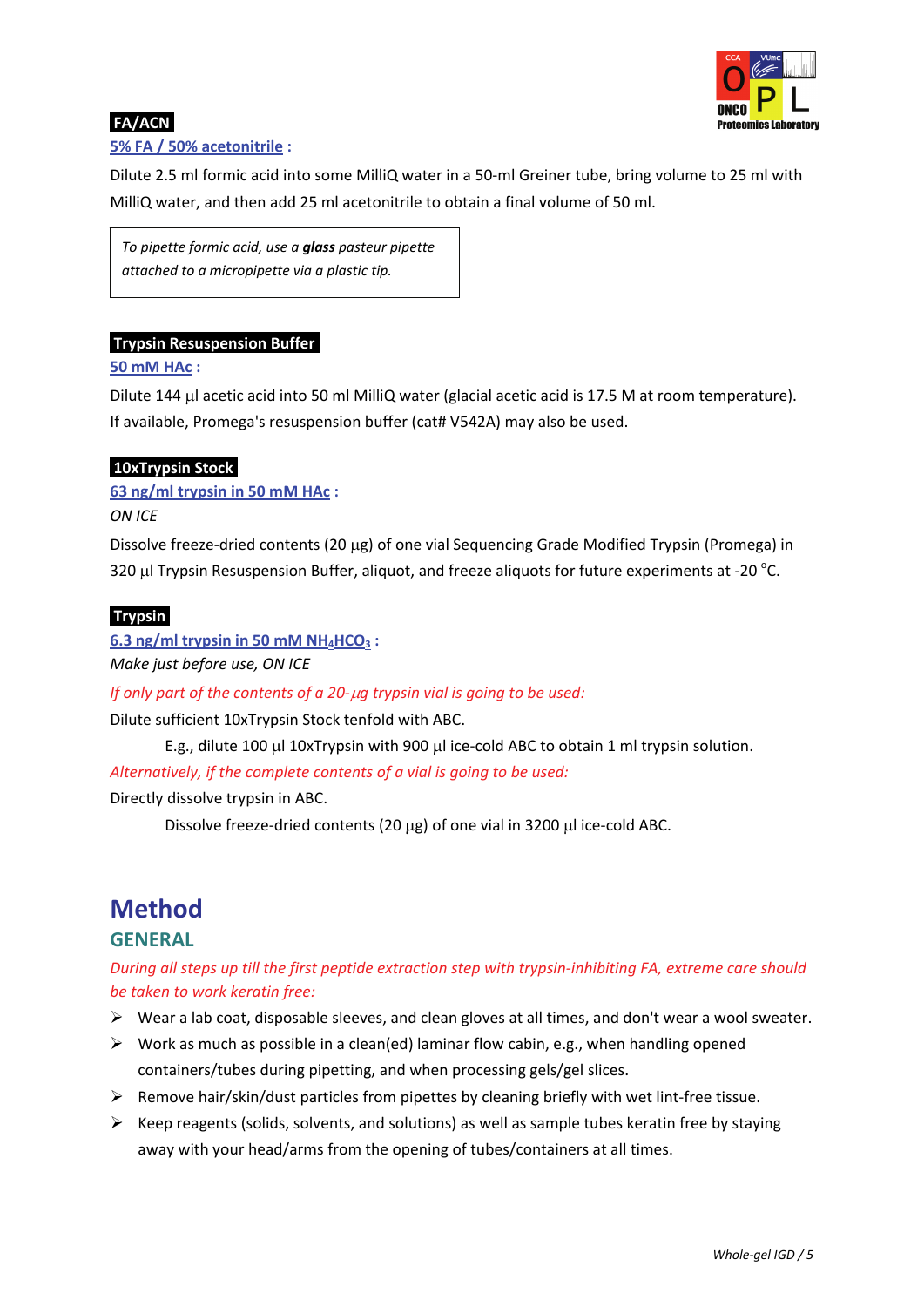**FA/ACN**

5% FA / 50% acetonitrile :

Dilute 2.5 ml formic acid into some MilliQ water in a 50-ml Greiner tube, bring volume to 25 ml with MilliQ water, and then add 25 ml acetonitrile to obtain a final volume of 50 ml.

> *To pipette formic acid, use a **glass** pasteur pipette attached to a micropipette via a plastic tip.*

**Trypsin Resuspension Buffer**

50 mM HAc :

Dilute 144 µl acetic acid into 50 ml MilliQ water (glacial acetic acid is 17.5 M at room temperature). If available, Promega's resuspension buffer (cat# V542A) may also be used.

**10xTrypsin Stock**

63 ng/ml trypsin in 50 mM HAc :

*ON ICE*

Dissolve freeze-dried contents (20 µg) of one vial Sequencing Grade Modified Trypsin (Promega) in 320 µl Trypsin Resuspension Buffer, aliquot, and freeze aliquots for future experiments at -20 °C.

**Trypsin**

6.3 ng/ml trypsin in 50 mM $NH_4HCO_3$ :

*Make just before use, ON ICE*

*If only part of the contents of a 20-µg trypsin vial is going to be used:*

Dilute sufficient 10xTrypsin Stock tenfold with ABC.

E.g., dilute 100 µl 10xTrypsin with 900 µl ice-cold ABC to obtain 1 ml trypsin solution.

*Alternatively, if the complete contents of a vial is going to be used:*

Directly dissolve trypsin in ABC.

Dissolve freeze-dried contents (20 µg) of one vial in 3200 µl ice-cold ABC.

# Method

## GENERAL

*During all steps up till the first peptide extraction step with trypsin-inhibiting FA, extreme care should be taken to work keratin free:*

- Wear a lab coat, disposable sleeves, and clean gloves at all times, and don't wear a wool sweater.
- Work as much as possible in a clean(ed) laminar flow cabin, e.g., when handling opened containers/tubes during pipetting, and when processing gels/gel slices.
- Remove hair/skin/dust particles from pipettes by cleaning briefly with wet lint-free tissue.
- Keep reagents (solids, solvents, and solutions) as well as sample tubes keratin free by staying away with your head/arms from the opening of tubes/containers at all times.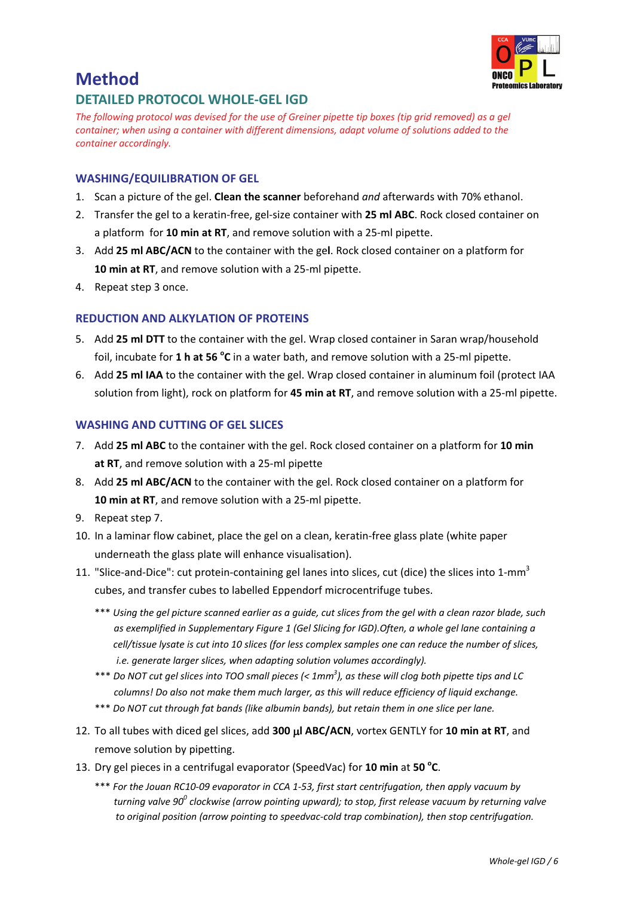# Method

## DETAILED PROTOCOL WHOLE-GEL IGD

*The following protocol was devised for the use of Greiner pipette tip boxes (tip grid removed) as a gel container; when using a container with different dimensions, adapt volume of solutions added to the container accordingly.*

### WASHING/EQUILIBRATION OF GEL

1. Scan a picture of the gel. **Clean the scanner** beforehand *and* afterwards with 70% ethanol.
2. Transfer the gel to a keratin-free, gel-size container with **25 ml ABC**. Rock closed container on a platform for **10 min at RT**, and remove solution with a 25-ml pipette.
3. Add **25 ml ABC/ACN** to the container with the gel. Rock closed container on a platform for **10 min at RT**, and remove solution with a 25-ml pipette.
4. Repeat step 3 once.

### REDUCTION AND ALKYLATION OF PROTEINS

5. Add **25 ml DTT** to the container with the gel. Wrap closed container in Saran wrap/household foil, incubate for **1 h at 56 °C** in a water bath, and remove solution with a 25-ml pipette.
6. Add **25 ml IAA** to the container with the gel. Wrap closed container in aluminum foil (protect IAA solution from light), rock on platform for **45 min at RT**, and remove solution with a 25-ml pipette.

### WASHING AND CUTTING OF GEL SLICES

7. Add **25 ml ABC** to the container with the gel. Rock closed container on a platform for **10 min at RT**, and remove solution with a 25-ml pipette
8. Add **25 ml ABC/ACN** to the container with the gel. Rock closed container on a platform for **10 min at RT**, and remove solution with a 25-ml pipette.
9. Repeat step 7.
10. In a laminar flow cabinet, place the gel on a clean, keratin-free glass plate (white paper underneath the glass plate will enhance visualisation).
11. "Slice-and-Dice": cut protein-containing gel lanes into slices, cut (dice) the slices into 1-$mm^3$ cubes, and transfer cubes to labelled Eppendorf microcentrifuge tubes.

    *** *Using the gel picture scanned earlier as a guide, cut slices from the gel with a clean razor blade, such as exemplified in Supplementary Figure 1 (Gel Slicing for IGD).Often, a whole gel lane containing a cell/tissue lysate is cut into 10 slices (for less complex samples one can reduce the number of slices, i.e. generate larger slices, when adapting solution volumes accordingly).*

    *** *Do NOT cut gel slices into TOO small pieces (< 1$mm^3$), as these will clog both pipette tips and LC columns! Do also not make them much larger, as this will reduce efficiency of liquid exchange.*

    *** *Do NOT cut through fat bands (like albumin bands), but retain them in one slice per lane.*

12. To all tubes with diced gel slices, add **300 μl ABC/ACN**, vortex GENTLY for **10 min at RT**, and remove solution by pipetting.
13. Dry gel pieces in a centrifugal evaporator (SpeedVac) for **10 min** at **50 °C**.

    *** *For the Jouan RC10-09 evaporator in CCA 1-53, first start centrifugation, then apply vacuum by turning valve 90° clockwise (arrow pointing upward); to stop, first release vacuum by returning valve to original position (arrow pointing to speedvac-cold trap combination), then stop centrifugation.*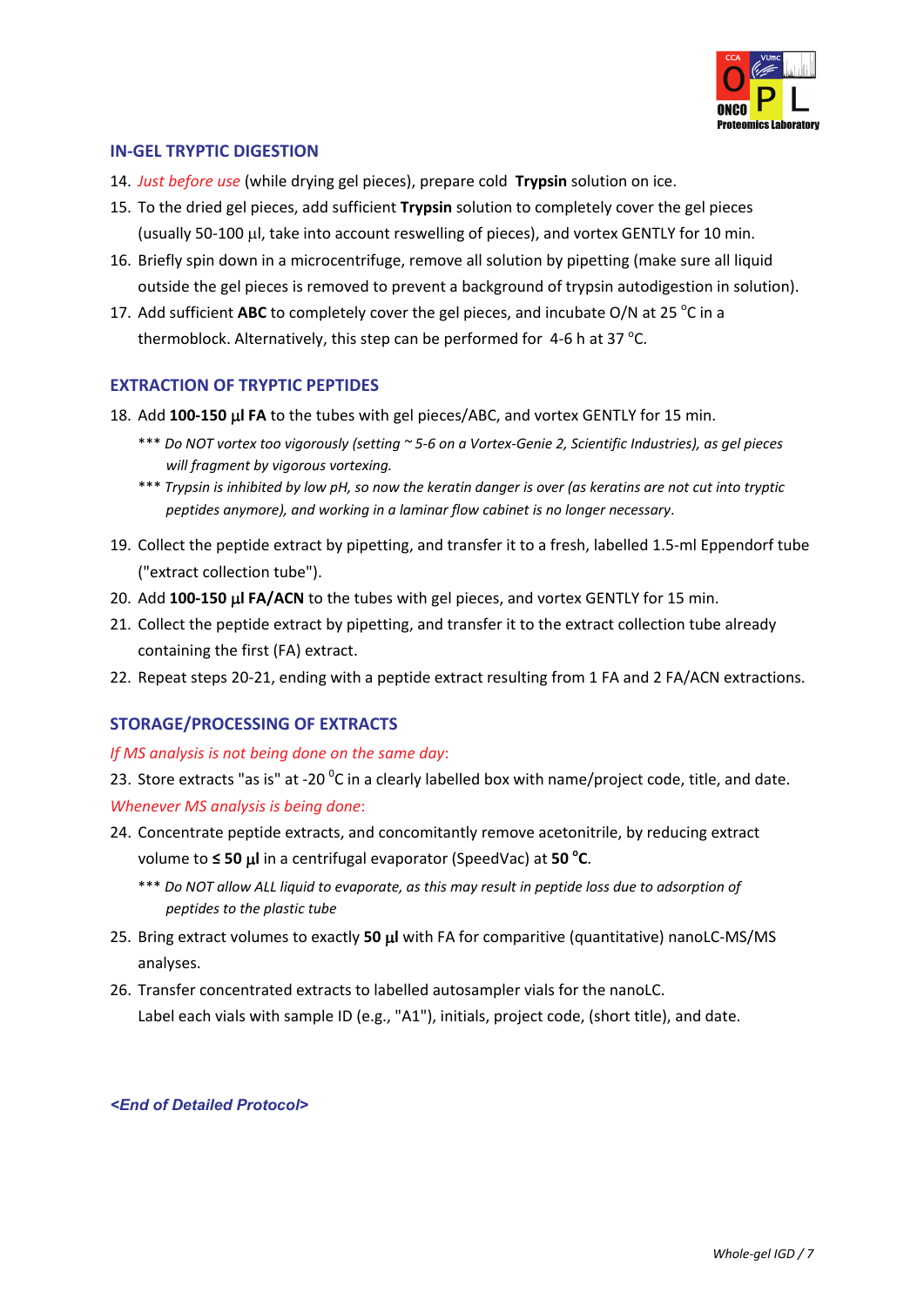## IN-GEL TRYPTIC DIGESTION

14. *Just before use* (while drying gel pieces), prepare cold **Trypsin** solution on ice.
15. To the dried gel pieces, add sufficient **Trypsin** solution to completely cover the gel pieces (usually 50-100 μl, take into account reswelling of pieces), and vortex GENTLY for 10 min.
16. Briefly spin down in a microcentrifuge, remove all solution by pipetting (make sure all liquid outside the gel pieces is removed to prevent a background of trypsin autodigestion in solution).
17. Add sufficient **ABC** to completely cover the gel pieces, and incubate O/N at 25 $^{o}$C in a thermoblock. Alternatively, this step can be performed for 4-6 h at 37 $^{o}$C.

## EXTRACTION OF TRYPTIC PEPTIDES

18. Add **100-150 μl FA** to the tubes with gel pieces/ABC, and vortex GENTLY for 15 min.

    *** *Do NOT vortex too vigorously (setting ~ 5-6 on a Vortex-Genie 2, Scientific Industries), as gel pieces will fragment by vigorous vortexing.*

    *** *Trypsin is inhibited by low pH, so now the keratin danger is over (as keratins are not cut into tryptic peptides anymore), and working in a laminar flow cabinet is no longer necessary.*

19. Collect the peptide extract by pipetting, and transfer it to a fresh, labelled 1.5-ml Eppendorf tube ("extract collection tube").
20. Add **100-150 μl FA/ACN** to the tubes with gel pieces, and vortex GENTLY for 15 min.
21. Collect the peptide extract by pipetting, and transfer it to the extract collection tube already containing the first (FA) extract.
22. Repeat steps 20-21, ending with a peptide extract resulting from 1 FA and 2 FA/ACN extractions.

## STORAGE/PROCESSING OF EXTRACTS

*If MS analysis is not being done on the same day*:

23. Store extracts "as is" at -20 $^{0}$C in a clearly labelled box with name/project code, title, and date.

*Whenever MS analysis is being done*:

24. Concentrate peptide extracts, and concomitantly remove acetonitrile, by reducing extract volume to **≤ 50 μl** in a centrifugal evaporator (SpeedVac) at **50 $^{o}$C**.

    *** *Do NOT allow ALL liquid to evaporate, as this may result in peptide loss due to adsorption of peptides to the plastic tube*

25. Bring extract volumes to exactly **50 μl** with FA for comparitive (quantitative) nanoLC-MS/MS analyses.
26. Transfer concentrated extracts to labelled autosampler vials for the nanoLC.
    Label each vials with sample ID (e.g., "A1"), initials, project code, (short title), and date.

***<End of Detailed Protocol>***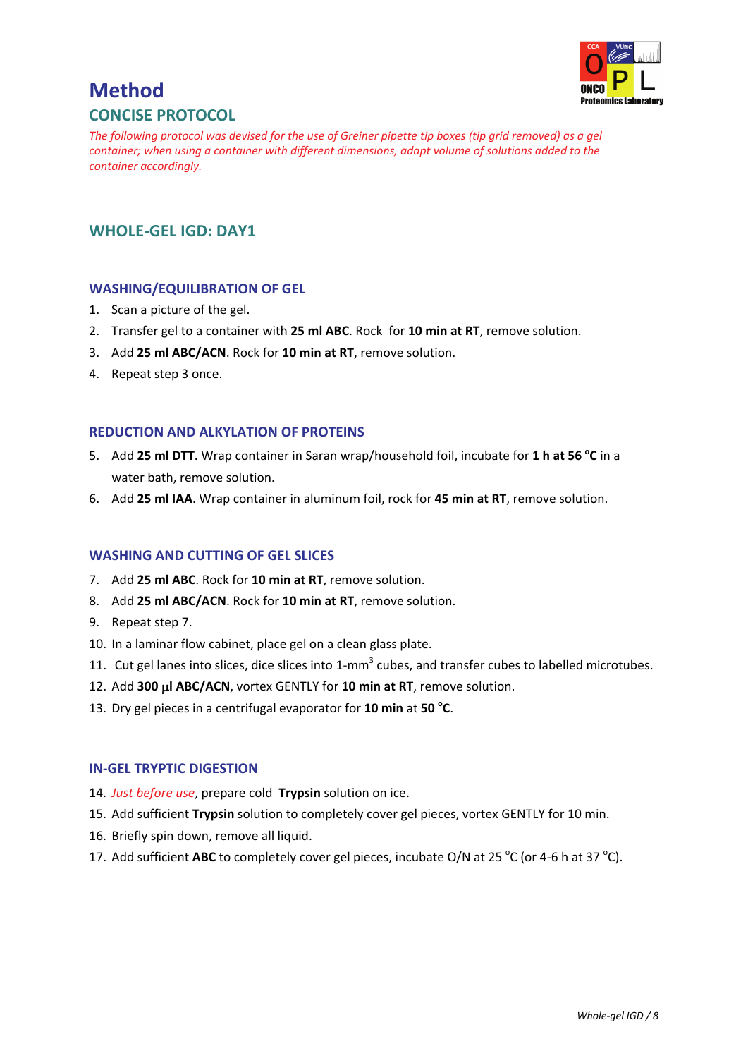# Method

## CONCISE PROTOCOL

*The following protocol was devised for the use of Greiner pipette tip boxes (tip grid removed) as a gel container; when using a container with different dimensions, adapt volume of solutions added to the container accordingly.*

## WHOLE-GEL IGD: DAY1

### WASHING/EQUILIBRATION OF GEL

1. Scan a picture of the gel.
2. Transfer gel to a container with **25 ml ABC**. Rock for **10 min at RT**, remove solution.
3. Add **25 ml ABC/ACN**. Rock for **10 min at RT**, remove solution.
4. Repeat step 3 once.

### REDUCTION AND ALKYLATION OF PROTEINS

5. Add **25 ml DTT**. Wrap container in Saran wrap/household foil, incubate for **1 h at 56 °C** in a water bath, remove solution.
6. Add **25 ml IAA**. Wrap container in aluminum foil, rock for **45 min at RT**, remove solution.

### WASHING AND CUTTING OF GEL SLICES

7. Add **25 ml ABC**. Rock for **10 min at RT**, remove solution.
8. Add **25 ml ABC/ACN**. Rock for **10 min at RT**, remove solution.
9. Repeat step 7.
10. In a laminar flow cabinet, place gel on a clean glass plate.
11. Cut gel lanes into slices, dice slices into 1-mm$^3$ cubes, and transfer cubes to labelled microtubes.
12. Add **300 μl ABC/ACN**, vortex GENTLY for **10 min at RT**, remove solution.
13. Dry gel pieces in a centrifugal evaporator for **10 min** at **50 °C**.

### IN-GEL TRYPTIC DIGESTION

14. *Just before use*, prepare cold **Trypsin** solution on ice.
15. Add sufficient **Trypsin** solution to completely cover gel pieces, vortex GENTLY for 10 min.
16. Briefly spin down, remove all liquid.
17. Add sufficient **ABC** to completely cover gel pieces, incubate O/N at 25 °C (or 4-6 h at 37 °C).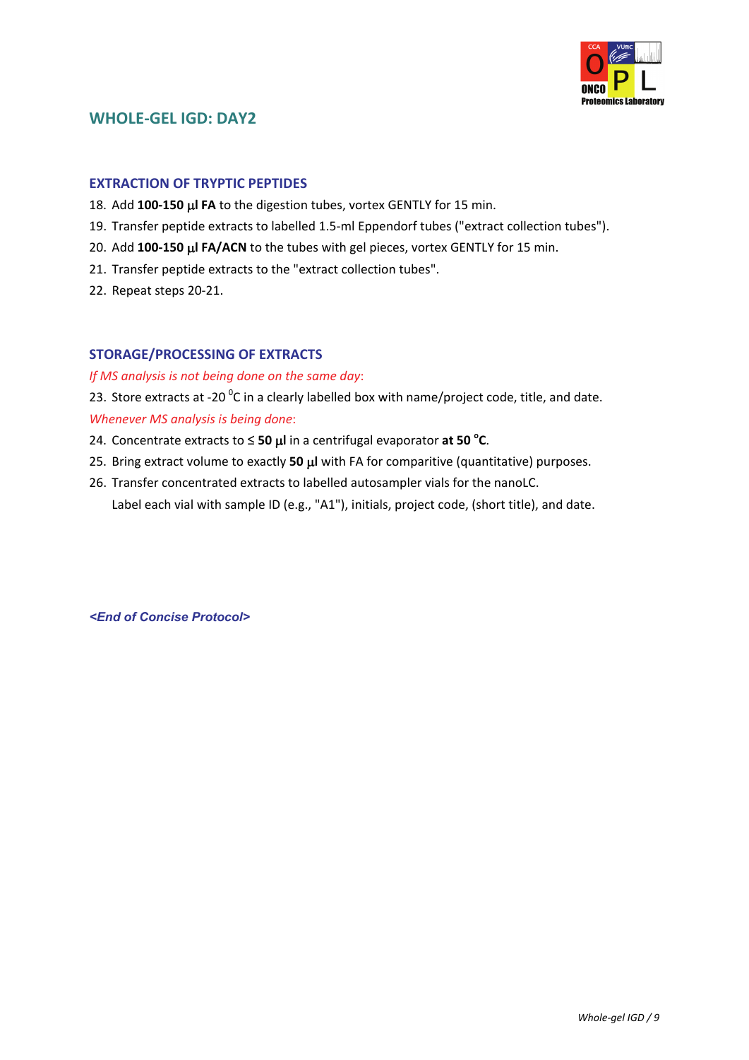## WHOLE-GEL IGD: DAY2

### EXTRACTION OF TRYPTIC PEPTIDES

18. Add **100-150 μl FA** to the digestion tubes, vortex GENTLY for 15 min.
19. Transfer peptide extracts to labelled 1.5-ml Eppendorf tubes ("extract collection tubes").
20. Add **100-150 μl FA/ACN** to the tubes with gel pieces, vortex GENTLY for 15 min.
21. Transfer peptide extracts to the "extract collection tubes".
22. Repeat steps 20-21.

### STORAGE/PROCESSING OF EXTRACTS

*If MS analysis is not being done on the same day*:

23. Store extracts at -20 $^{0}$C in a clearly labelled box with name/project code, title, and date.

*Whenever MS analysis is being done*:

24. Concentrate extracts to ≤ **50 μl** in a centrifugal evaporator **at 50 $^{o}$C**.
25. Bring extract volume to exactly **50 μl** with FA for comparitive (quantitative) purposes.
26. Transfer concentrated extracts to labelled autosampler vials for the nanoLC.
    Label each vial with sample ID (e.g., "A1"), initials, project code, (short title), and date.

***<End of Concise Protocol>***